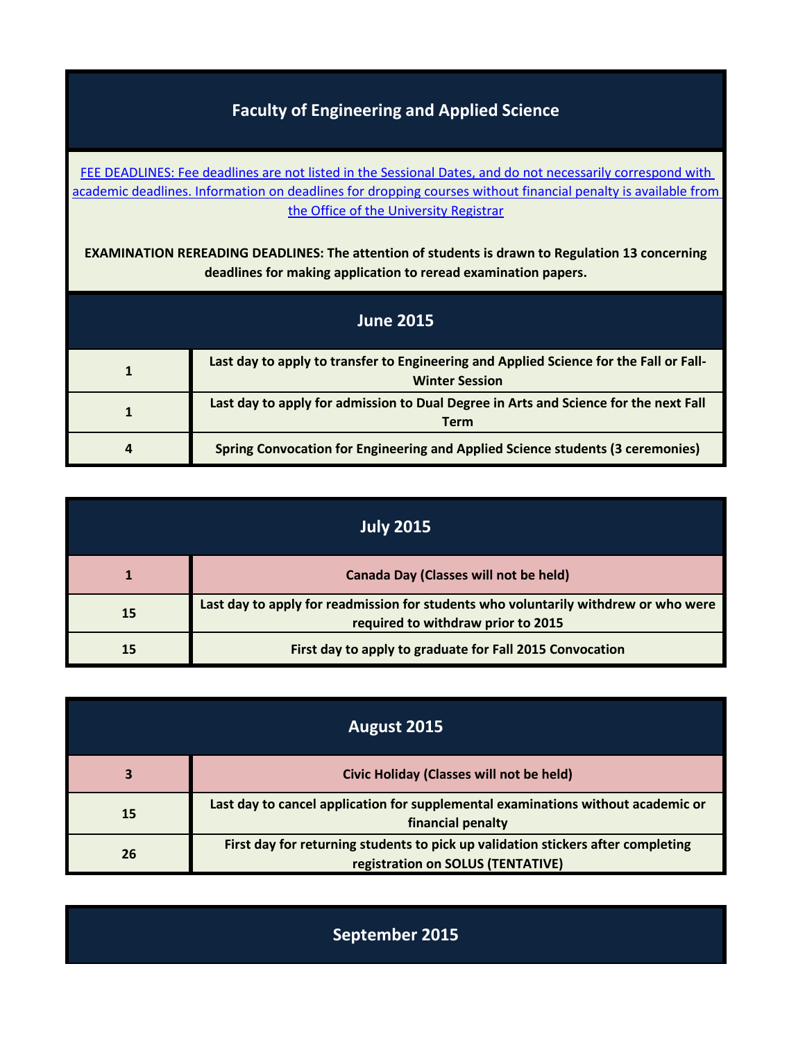# Faculty of Engineering and Applied Science

FEE DEADLINES: Fee deadlines are not listed in the Sessional Dates, and do not necessarily correspond with academic deadlines. Information on deadlines for dropping courses without financial penalty is available from the Office of the University Registrar

**EXAMINATION REREADING DEADLINES: The attention of students is drawn to Regulation 13 concerning deadlines for making application to reread examination papers.**

## June 2015

| | |
|---|---|
| 1 | Last day to apply to transfer to Engineering and Applied Science for the Fall or Fall-Winter Session |
| 1 | Last day to apply for admission to Dual Degree in Arts and Science for the next Fall Term |
| 4 | Spring Convocation for Engineering and Applied Science students (3 ceremonies) |

## July 2015

| | |
|---|---|
| 1 | Canada Day (Classes will not be held) |
| 15 | Last day to apply for readmission for students who voluntarily withdrew or who were required to withdraw prior to 2015 |
| 15 | First day to apply to graduate for Fall 2015 Convocation |

## August 2015

| | |
|---|---|
| 3 | Civic Holiday (Classes will not be held) |
| 15 | Last day to cancel application for supplemental examinations without academic or financial penalty |
| 26 | First day for returning students to pick up validation stickers after completing registration on SOLUS (TENTATIVE) |

## September 2015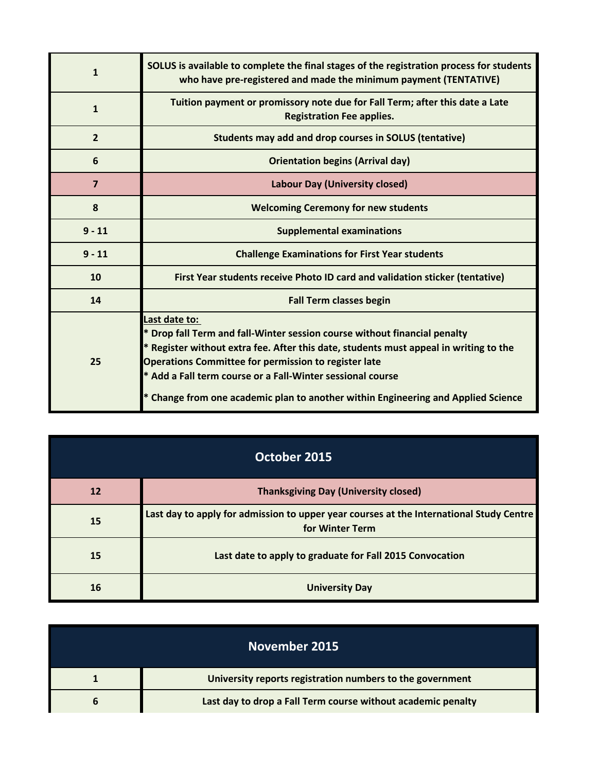| | |
|---|---|
| 1 | SOLUS is available to complete the final stages of the registration process for students who have pre-registered and made the minimum payment (TENTATIVE) |
| 1 | Tuition payment or promissory note due for Fall Term; after this date a Late Registration Fee applies. |
| 2 | Students may add and drop courses in SOLUS (tentative) |
| 6 | Orientation begins (Arrival day) |
| 7 | Labour Day (University closed) |
| 8 | Welcoming Ceremony for new students |
| 9 - 11 | Supplemental examinations |
| 9 - 11 | Challenge Examinations for First Year students |
| 10 | First Year students receive Photo ID card and validation sticker (tentative) |
| 14 | Fall Term classes begin |
| 25 | Last date to:<br>* Drop fall Term and fall-Winter session course without financial penalty<br>* Register without extra fee. After this date, students must appeal in writing to the Operations Committee for permission to register late<br>* Add a Fall term course or a Fall-Winter sessional course<br>* Change from one academic plan to another within Engineering and Applied Science |

## October 2015

| | |
|---|---|
| 12 | Thanksgiving Day (University closed) |
| 15 | Last day to apply for admission to upper year courses at the International Study Centre for Winter Term |
| 15 | Last date to apply to graduate for Fall 2015 Convocation |
| 16 | University Day |

## November 2015

| | |
|---|---|
| 1 | University reports registration numbers to the government |
| 6 | Last day to drop a Fall Term course without academic penalty |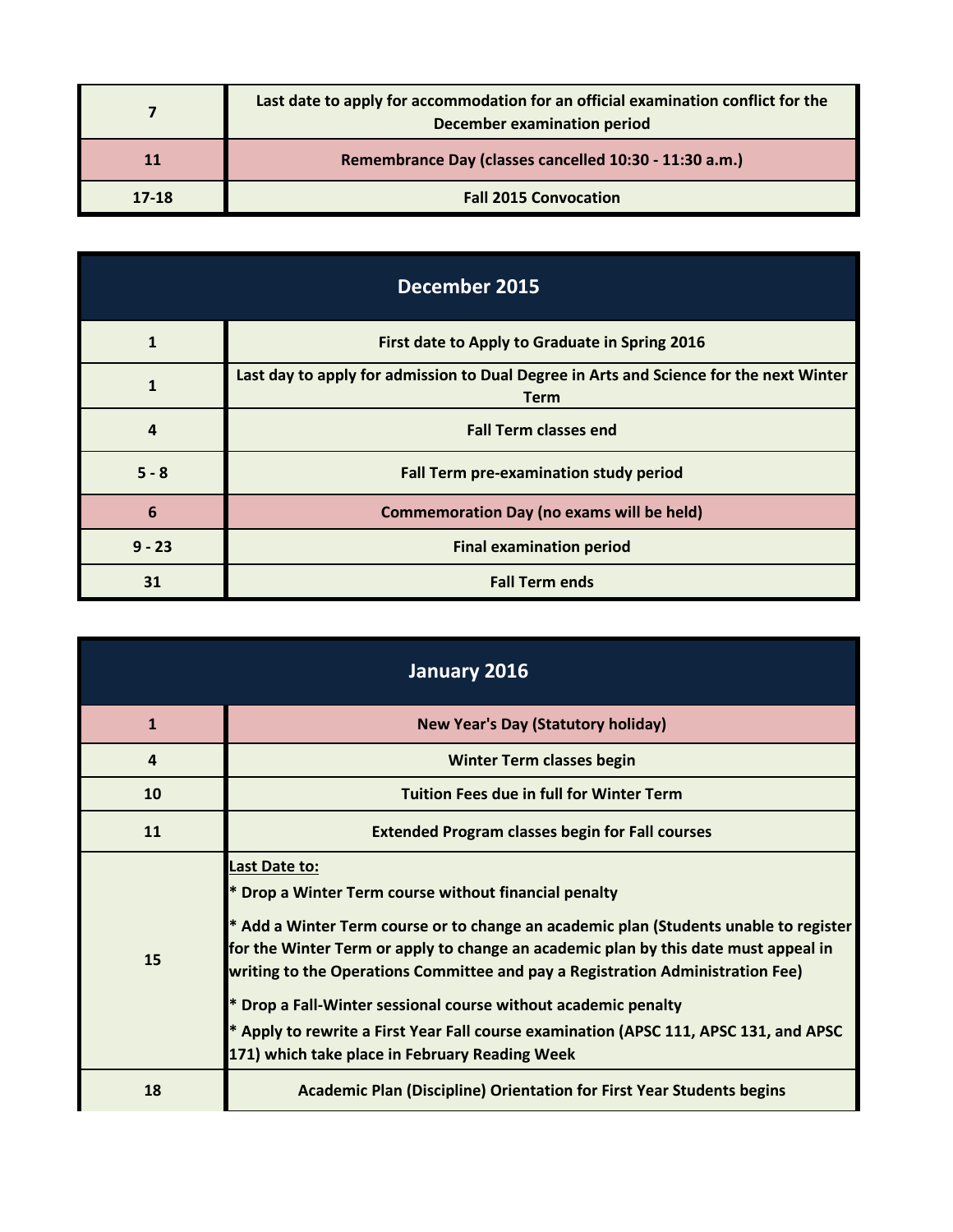| | |
|---|---|
| 7 | Last date to apply for accommodation for an official examination conflict for the December examination period |
| 11 | Remembrance Day (classes cancelled 10:30 - 11:30 a.m.) |
| 17-18 | Fall 2015 Convocation |

## December 2015

| | |
|---|---|
| 1 | First date to Apply to Graduate in Spring 2016 |
| 1 | Last day to apply for admission to Dual Degree in Arts and Science for the next Winter Term |
| 4 | Fall Term classes end |
| 5 - 8 | Fall Term pre-examination study period |
| 6 | Commemoration Day (no exams will be held) |
| 9 - 23 | Final examination period |
| 31 | Fall Term ends |

## January 2016

| | |
|---|---|
| 1 | New Year's Day (Statutory holiday) |
| 4 | Winter Term classes begin |
| 10 | Tuition Fees due in full for Winter Term |
| 11 | Extended Program classes begin for Fall courses |
| 15 | Last Date to:<br>* Drop a Winter Term course without financial penalty<br>* Add a Winter Term course or to change an academic plan (Students unable to register for the Winter Term or apply to change an academic plan by this date must appeal in writing to the Operations Committee and pay a Registration Administration Fee)<br>* Drop a Fall-Winter sessional course without academic penalty<br>* Apply to rewrite a First Year Fall course examination (APSC 111, APSC 131, and APSC 171) which take place in February Reading Week |
| 18 | Academic Plan (Discipline) Orientation for First Year Students begins |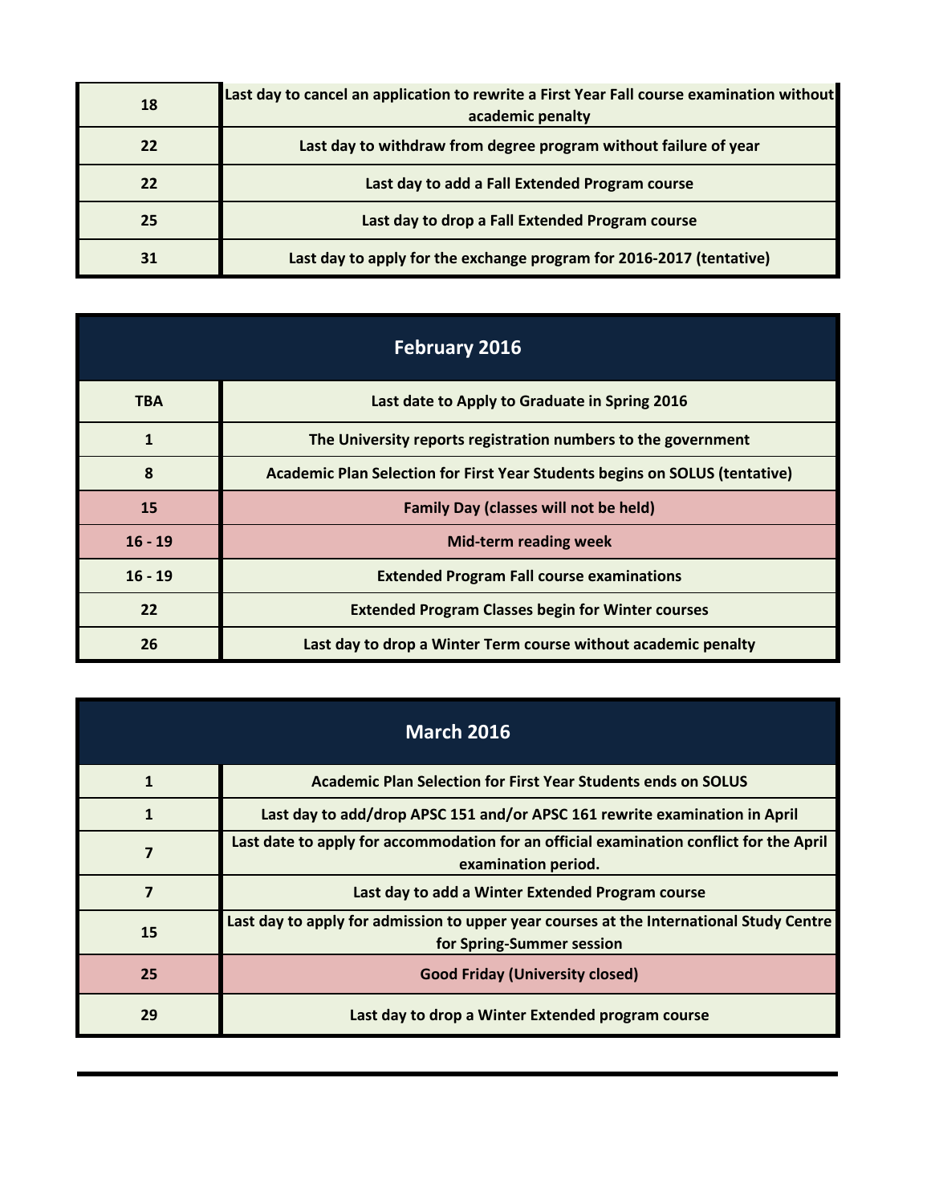| | |
|---|---|
| 18 | Last day to cancel an application to rewrite a First Year Fall course examination without academic penalty |
| 22 | Last day to withdraw from degree program without failure of year |
| 22 | Last day to add a Fall Extended Program course |
| 25 | Last day to drop a Fall Extended Program course |
| 31 | Last day to apply for the exchange program for 2016-2017 (tentative) |

| February 2016 | |
|---|---|
| TBA | Last date to Apply to Graduate in Spring 2016 |
| 1 | The University reports registration numbers to the government |
| 8 | Academic Plan Selection for First Year Students begins on SOLUS (tentative) |
| 15 | Family Day (classes will not be held) |
| 16 - 19 | Mid-term reading week |
| 16 - 19 | Extended Program Fall course examinations |
| 22 | Extended Program Classes begin for Winter courses |
| 26 | Last day to drop a Winter Term course without academic penalty |

| March 2016 | |
|---|---|
| 1 | Academic Plan Selection for First Year Students ends on SOLUS |
| 1 | Last day to add/drop APSC 151 and/or APSC 161 rewrite examination in April |
| 7 | Last date to apply for accommodation for an official examination conflict for the April examination period. |
| 7 | Last day to add a Winter Extended Program course |
| 15 | Last day to apply for admission to upper year courses at the International Study Centre for Spring-Summer session |
| 25 | Good Friday (University closed) |
| 29 | Last day to drop a Winter Extended program course |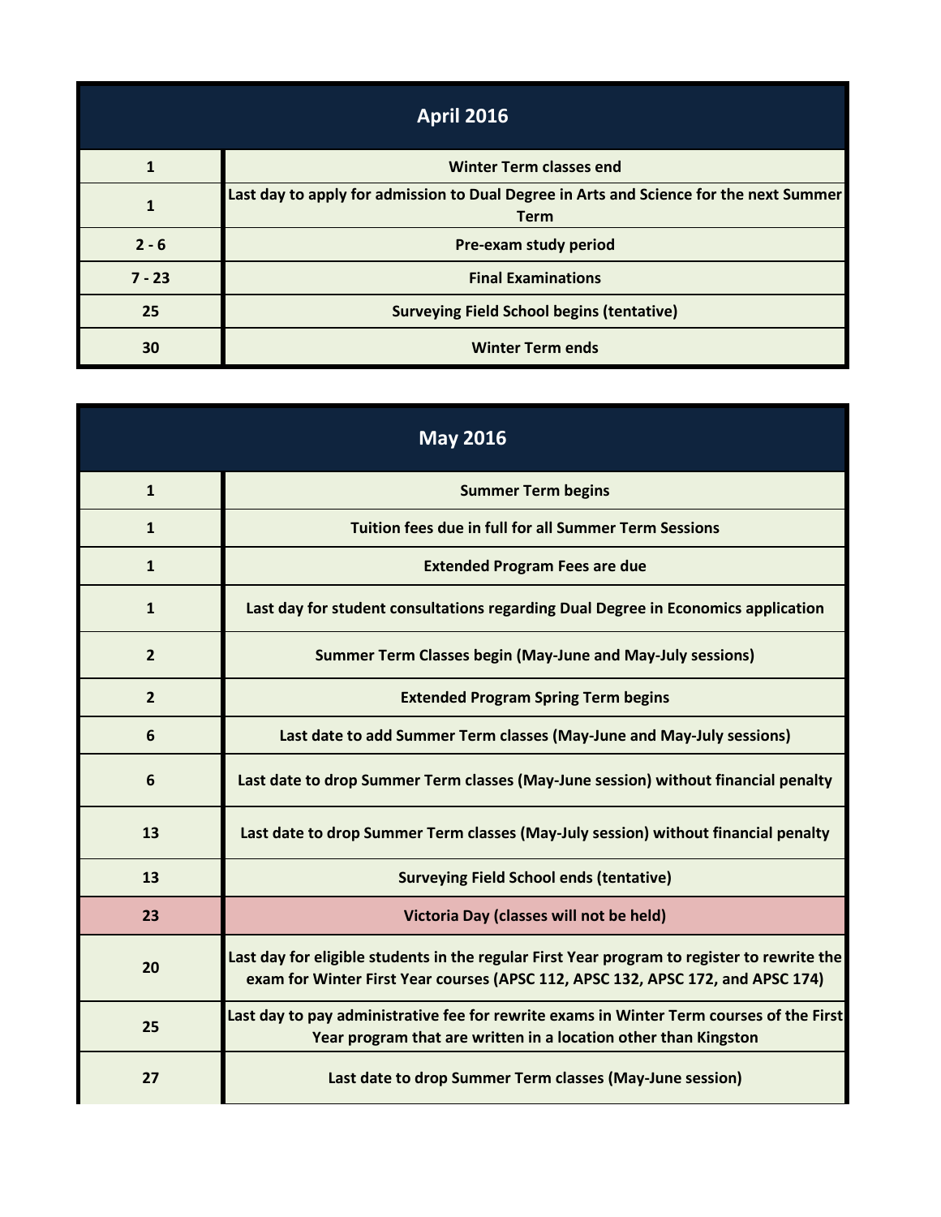| April 2016 | |
|---|---|
| 1 | Winter Term classes end |
| 1 | Last day to apply for admission to Dual Degree in Arts and Science for the next Summer Term |
| 2 - 6 | Pre-exam study period |
| 7 - 23 | Final Examinations |
| 25 | Surveying Field School begins (tentative) |
| 30 | Winter Term ends |

| May 2016 | |
|---|---|
| 1 | Summer Term begins |
| 1 | Tuition fees due in full for all Summer Term Sessions |
| 1 | Extended Program Fees are due |
| 1 | Last day for student consultations regarding Dual Degree in Economics application |
| 2 | Summer Term Classes begin (May-June and May-July sessions) |
| 2 | Extended Program Spring Term begins |
| 6 | Last date to add Summer Term classes (May-June and May-July sessions) |
| 6 | Last date to drop Summer Term classes (May-June session) without financial penalty |
| 13 | Last date to drop Summer Term classes (May-July session) without financial penalty |
| 13 | Surveying Field School ends (tentative) |
| 23 | Victoria Day (classes will not be held) |
| 20 | Last day for eligible students in the regular First Year program to register to rewrite the exam for Winter First Year courses (APSC 112, APSC 132, APSC 172, and APSC 174) |
| 25 | Last day to pay administrative fee for rewrite exams in Winter Term courses of the First Year program that are written in a location other than Kingston |
| 27 | Last date to drop Summer Term classes (May-June session) |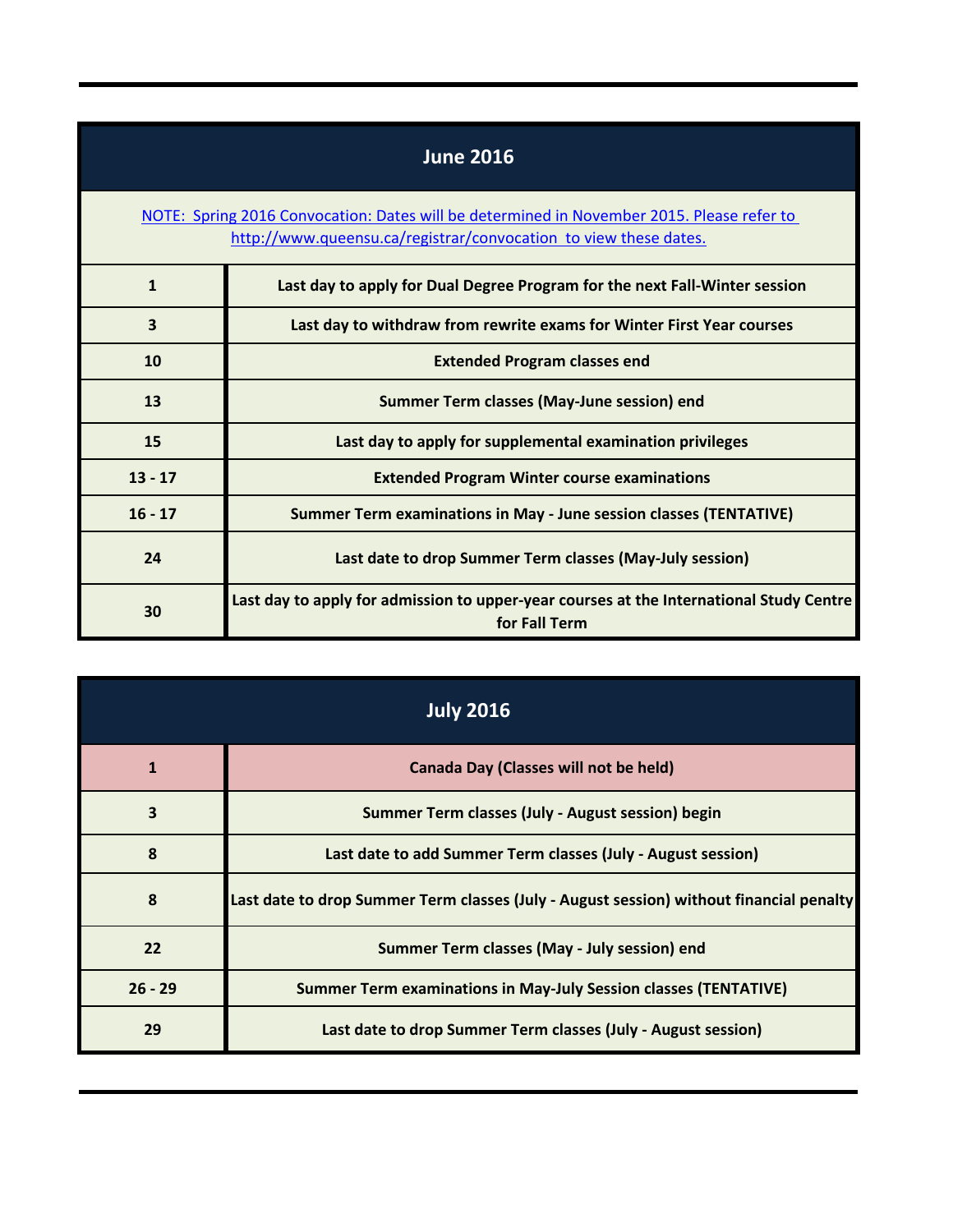## June 2016

NOTE: Spring 2016 Convocation: Dates will be determined in November 2015. Please refer to http://www.queensu.ca/registrar/convocation to view these dates.

| Date | Event |
|---|---|
| 1 | Last day to apply for Dual Degree Program for the next Fall-Winter session |
| 3 | Last day to withdraw from rewrite exams for Winter First Year courses |
| 10 | Extended Program classes end |
| 13 | Summer Term classes (May-June session) end |
| 15 | Last day to apply for supplemental examination privileges |
| 13 - 17 | Extended Program Winter course examinations |
| 16 - 17 | Summer Term examinations in May - June session classes (TENTATIVE) |
| 24 | Last date to drop Summer Term classes (May-July session) |
| 30 | Last day to apply for admission to upper-year courses at the International Study Centre for Fall Term |

## July 2016

| Date | Event |
|---|---|
| 1 | Canada Day (Classes will not be held) |
| 3 | Summer Term classes (July - August session) begin |
| 8 | Last date to add Summer Term classes (July - August session) |
| 8 | Last date to drop Summer Term classes (July - August session) without financial penalty |
| 22 | Summer Term classes (May - July session) end |
| 26 - 29 | Summer Term examinations in May-July Session classes (TENTATIVE) |
| 29 | Last date to drop Summer Term classes (July - August session) |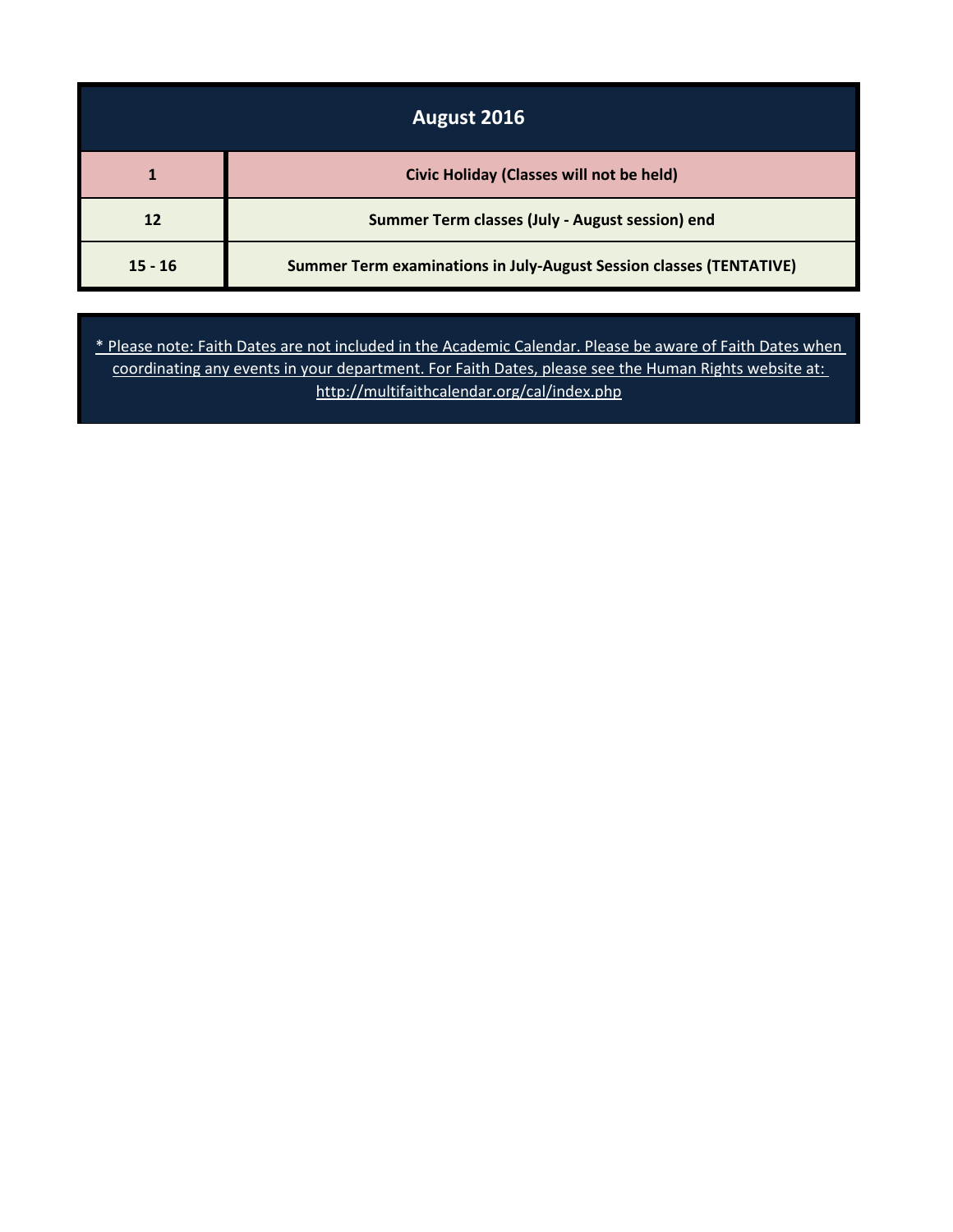| August 2016 | |
|---|---|
| **1** | **Civic Holiday (Classes will not be held)** |
| **12** | **Summer Term classes (July - August session) end** |
| **15 - 16** | **Summer Term examinations in July-August Session classes (TENTATIVE)** |

* Please note: Faith Dates are not included in the Academic Calendar. Please be aware of Faith Dates when coordinating any events in your department. For Faith Dates, please see the Human Rights website at: http://multifaithcalendar.org/cal/index.php